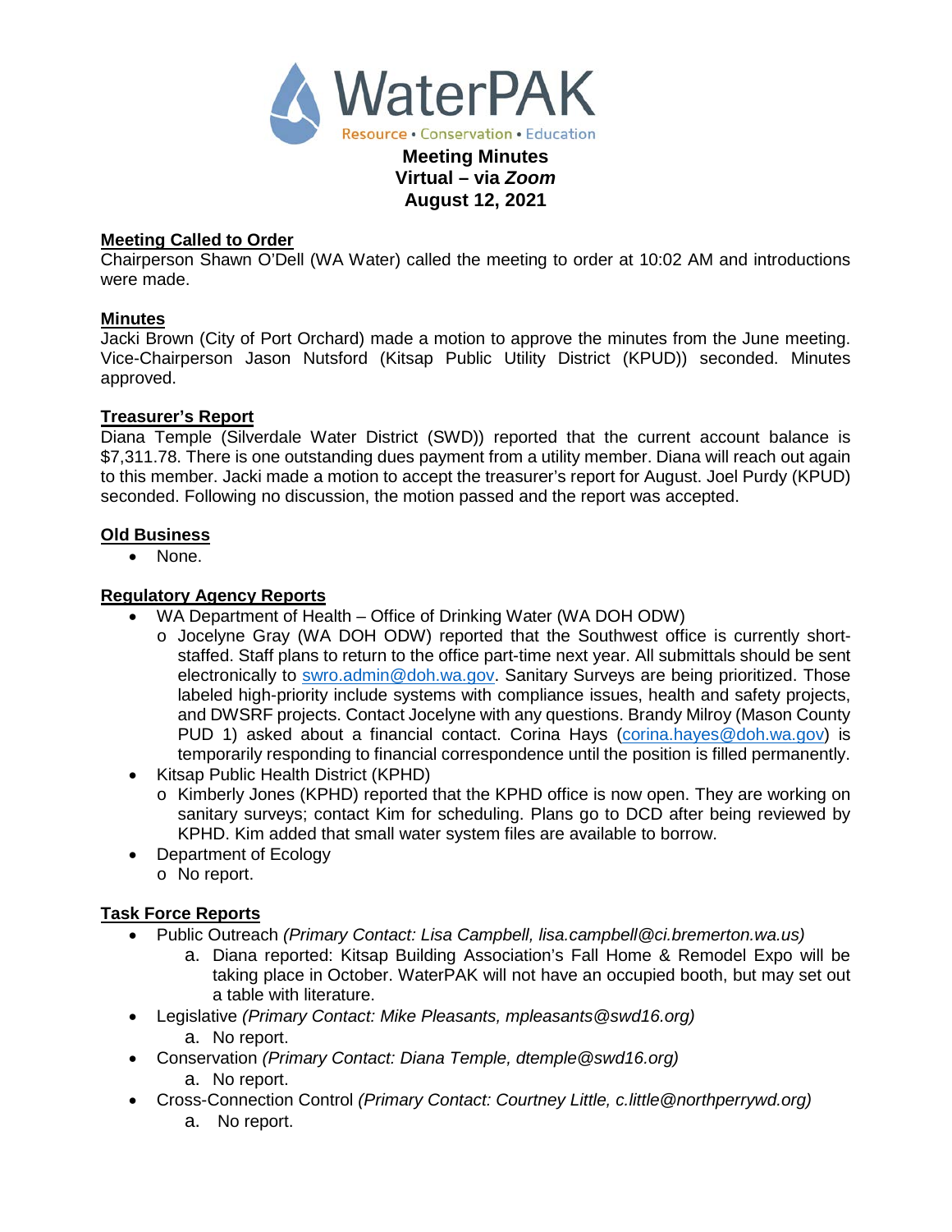# WaterPAK

Resource • Conservation • Education

**Meeting Minutes**
**Virtual – via *Zoom***
**August 12, 2021**

## Meeting Called to Order

Chairperson Shawn O'Dell (WA Water) called the meeting to order at 10:02 AM and introductions were made.

## Minutes

Jacki Brown (City of Port Orchard) made a motion to approve the minutes from the June meeting. Vice-Chairperson Jason Nutsford (Kitsap Public Utility District (KPUD)) seconded. Minutes approved.

## Treasurer's Report

Diana Temple (Silverdale Water District (SWD)) reported that the current account balance is $7,311.78. There is one outstanding dues payment from a utility member. Diana will reach out again to this member. Jacki made a motion to accept the treasurer's report for August. Joel Purdy (KPUD) seconded. Following no discussion, the motion passed and the report was accepted.

## Old Business

- None.

## Regulatory Agency Reports

- WA Department of Health – Office of Drinking Water (WA DOH ODW)
  - Jocelyne Gray (WA DOH ODW) reported that the Southwest office is currently short-staffed. Staff plans to return to the office part-time next year. All submittals should be sent electronically to swro.admin@doh.wa.gov. Sanitary Surveys are being prioritized. Those labeled high-priority include systems with compliance issues, health and safety projects, and DWSRF projects. Contact Jocelyne with any questions. Brandy Milroy (Mason County PUD 1) asked about a financial contact. Corina Hays (corina.hayes@doh.wa.gov) is temporarily responding to financial correspondence until the position is filled permanently.
- Kitsap Public Health District (KPHD)
  - Kimberly Jones (KPHD) reported that the KPHD office is now open. They are working on sanitary surveys; contact Kim for scheduling. Plans go to DCD after being reviewed by KPHD. Kim added that small water system files are available to borrow.
- Department of Ecology
  - No report.

## Task Force Reports

- Public Outreach *(Primary Contact: Lisa Campbell, lisa.campbell@ci.bremerton.wa.us)*
  a. Diana reported: Kitsap Building Association's Fall Home & Remodel Expo will be taking place in October. WaterPAK will not have an occupied booth, but may set out a table with literature.
- Legislative *(Primary Contact: Mike Pleasants, mpleasants@swd16.org)*
  a. No report.
- Conservation *(Primary Contact: Diana Temple, dtemple@swd16.org)*
  a. No report.
- Cross-Connection Control *(Primary Contact: Courtney Little, c.little@northperrywd.org)*
  a. No report.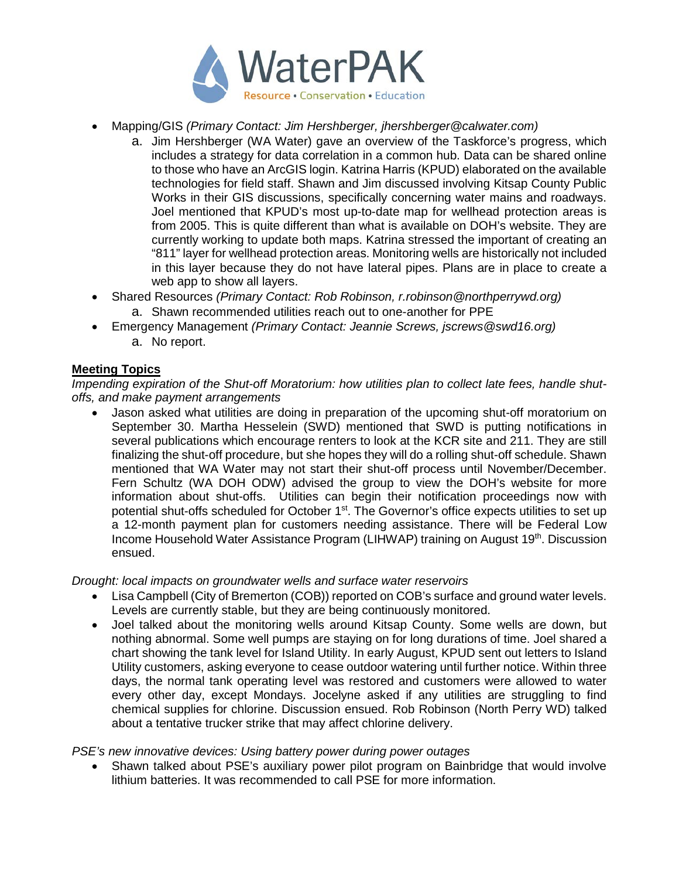- Mapping/GIS *(Primary Contact: Jim Hershberger, jhershberger@calwater.com)*
  a. Jim Hershberger (WA Water) gave an overview of the Taskforce's progress, which includes a strategy for data correlation in a common hub. Data can be shared online to those who have an ArcGIS login. Katrina Harris (KPUD) elaborated on the available technologies for field staff. Shawn and Jim discussed involving Kitsap County Public Works in their GIS discussions, specifically concerning water mains and roadways. Joel mentioned that KPUD's most up-to-date map for wellhead protection areas is from 2005. This is quite different than what is available on DOH's website. They are currently working to update both maps. Katrina stressed the important of creating an "811" layer for wellhead protection areas. Monitoring wells are historically not included in this layer because they do not have lateral pipes. Plans are in place to create a web app to show all layers.
- Shared Resources *(Primary Contact: Rob Robinson, r.robinson@northperrywd.org)*
  a. Shawn recommended utilities reach out to one-another for PPE
- Emergency Management *(Primary Contact: Jeannie Screws, jscrews@swd16.org)*
  a. No report.

## Meeting Topics

*Impending expiration of the Shut-off Moratorium: how utilities plan to collect late fees, handle shut-offs, and make payment arrangements*

- Jason asked what utilities are doing in preparation of the upcoming shut-off moratorium on September 30. Martha Hesselein (SWD) mentioned that SWD is putting notifications in several publications which encourage renters to look at the KCR site and 211. They are still finalizing the shut-off procedure, but she hopes they will do a rolling shut-off schedule. Shawn mentioned that WA Water may not start their shut-off process until November/December. Fern Schultz (WA DOH ODW) advised the group to view the DOH's website for more information about shut-offs. Utilities can begin their notification proceedings now with potential shut-offs scheduled for October 1st. The Governor's office expects utilities to set up a 12-month payment plan for customers needing assistance. There will be Federal Low Income Household Water Assistance Program (LIHWAP) training on August 19th. Discussion ensued.

*Drought: local impacts on groundwater wells and surface water reservoirs*

- Lisa Campbell (City of Bremerton (COB)) reported on COB's surface and ground water levels. Levels are currently stable, but they are being continuously monitored.
- Joel talked about the monitoring wells around Kitsap County. Some wells are down, but nothing abnormal. Some well pumps are staying on for long durations of time. Joel shared a chart showing the tank level for Island Utility. In early August, KPUD sent out letters to Island Utility customers, asking everyone to cease outdoor watering until further notice. Within three days, the normal tank operating level was restored and customers were allowed to water every other day, except Mondays. Jocelyne asked if any utilities are struggling to find chemical supplies for chlorine. Discussion ensued. Rob Robinson (North Perry WD) talked about a tentative trucker strike that may affect chlorine delivery.

*PSE's new innovative devices: Using battery power during power outages*

- Shawn talked about PSE's auxiliary power pilot program on Bainbridge that would involve lithium batteries. It was recommended to call PSE for more information.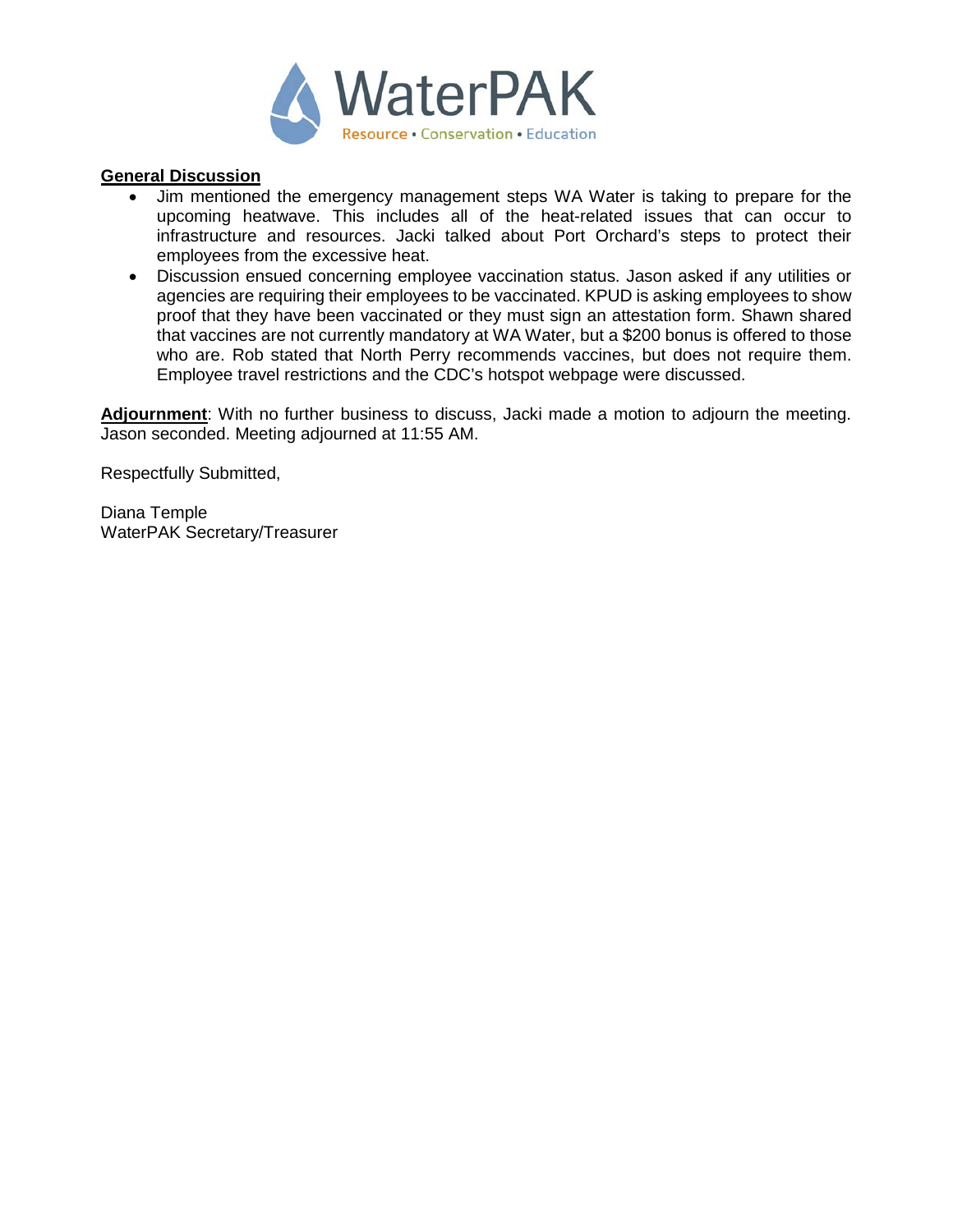WaterPAK

Resource • Conservation • Education

**General Discussion**

- Jim mentioned the emergency management steps WA Water is taking to prepare for the upcoming heatwave. This includes all of the heat-related issues that can occur to infrastructure and resources. Jacki talked about Port Orchard's steps to protect their employees from the excessive heat.
- Discussion ensued concerning employee vaccination status. Jason asked if any utilities or agencies are requiring their employees to be vaccinated. KPUD is asking employees to show proof that they have been vaccinated or they must sign an attestation form. Shawn shared that vaccines are not currently mandatory at WA Water, but a $200 bonus is offered to those who are. Rob stated that North Perry recommends vaccines, but does not require them. Employee travel restrictions and the CDC's hotspot webpage were discussed.

**Adjournment**: With no further business to discuss, Jacki made a motion to adjourn the meeting. Jason seconded. Meeting adjourned at 11:55 AM.

Respectfully Submitted,

Diana Temple
WaterPAK Secretary/Treasurer